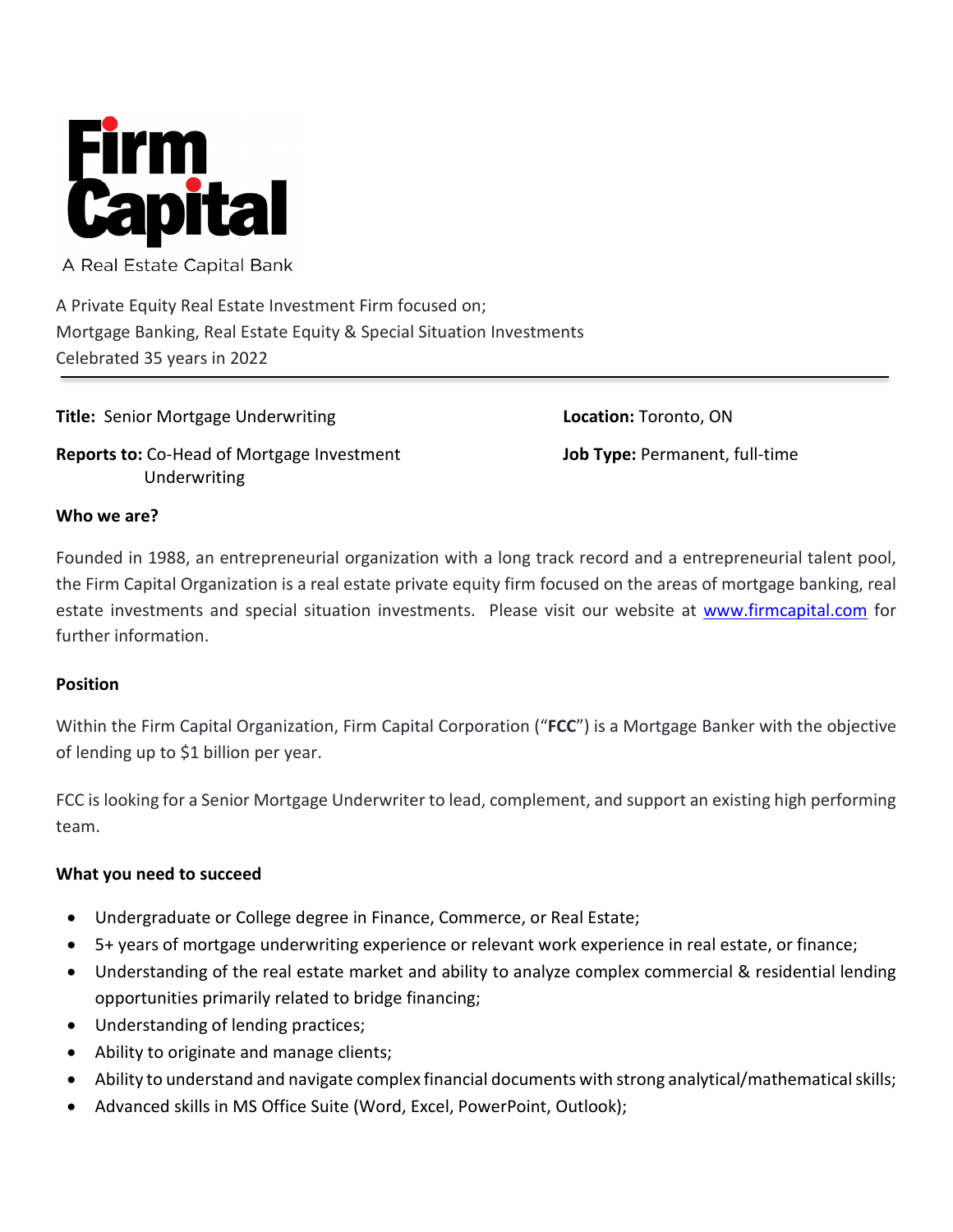# Firm Capital

A Real Estate Capital Bank

A Private Equity Real Estate Investment Firm focused on;
Mortgage Banking, Real Estate Equity & Special Situation Investments
Celebrated 35 years in 2022

---

**Title:** Senior Mortgage Underwriting

**Location:** Toronto, ON

**Reports to:** Co-Head of Mortgage Investment Underwriting

**Job Type:** Permanent, full-time

**Who we are?**

Founded in 1988, an entrepreneurial organization with a long track record and a entrepreneurial talent pool, the Firm Capital Organization is a real estate private equity firm focused on the areas of mortgage banking, real estate investments and special situation investments. Please visit our website at [www.firmcapital.com](http://www.firmcapital.com) for further information.

**Position**

Within the Firm Capital Organization, Firm Capital Corporation ("**FCC**") is a Mortgage Banker with the objective of lending up to $1 billion per year.

FCC is looking for a Senior Mortgage Underwriter to lead, complement, and support an existing high performing team.

**What you need to succeed**

- Undergraduate or College degree in Finance, Commerce, or Real Estate;
- 5+ years of mortgage underwriting experience or relevant work experience in real estate, or finance;
- Understanding of the real estate market and ability to analyze complex commercial & residential lending opportunities primarily related to bridge financing;
- Understanding of lending practices;
- Ability to originate and manage clients;
- Ability to understand and navigate complex financial documents with strong analytical/mathematical skills;
- Advanced skills in MS Office Suite (Word, Excel, PowerPoint, Outlook);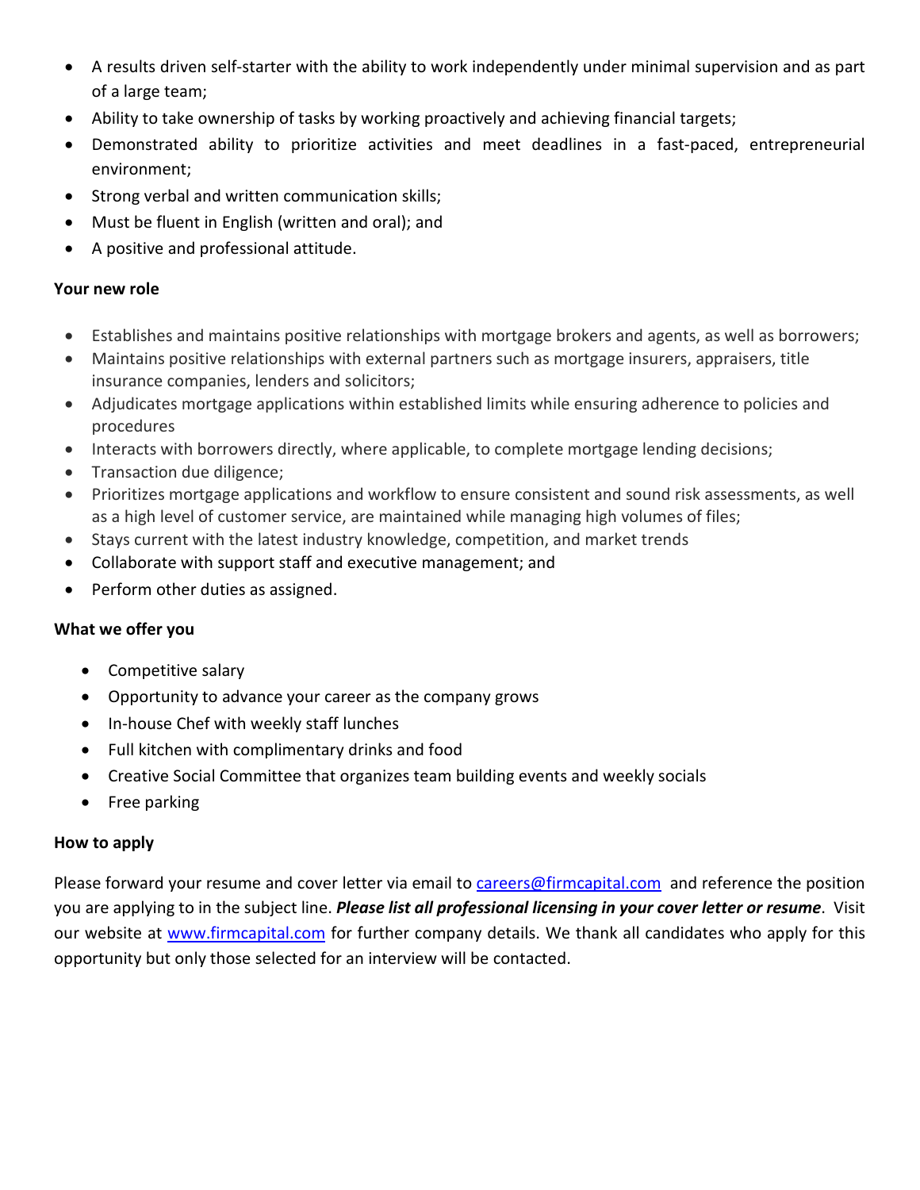- A results driven self-starter with the ability to work independently under minimal supervision and as part of a large team;
- Ability to take ownership of tasks by working proactively and achieving financial targets;
- Demonstrated ability to prioritize activities and meet deadlines in a fast-paced, entrepreneurial environment;
- Strong verbal and written communication skills;
- Must be fluent in English (written and oral); and
- A positive and professional attitude.

**Your new role**

- Establishes and maintains positive relationships with mortgage brokers and agents, as well as borrowers;
- Maintains positive relationships with external partners such as mortgage insurers, appraisers, title insurance companies, lenders and solicitors;
- Adjudicates mortgage applications within established limits while ensuring adherence to policies and procedures
- Interacts with borrowers directly, where applicable, to complete mortgage lending decisions;
- Transaction due diligence;
- Prioritizes mortgage applications and workflow to ensure consistent and sound risk assessments, as well as a high level of customer service, are maintained while managing high volumes of files;
- Stays current with the latest industry knowledge, competition, and market trends
- Collaborate with support staff and executive management; and
- Perform other duties as assigned.

**What we offer you**

- Competitive salary
- Opportunity to advance your career as the company grows
- In-house Chef with weekly staff lunches
- Full kitchen with complimentary drinks and food
- Creative Social Committee that organizes team building events and weekly socials
- Free parking

**How to apply**

Please forward your resume and cover letter via email to careers@firmcapital.com and reference the position you are applying to in the subject line. ***Please list all professional licensing in your cover letter or resume***. Visit our website at www.firmcapital.com for further company details. We thank all candidates who apply for this opportunity but only those selected for an interview will be contacted.